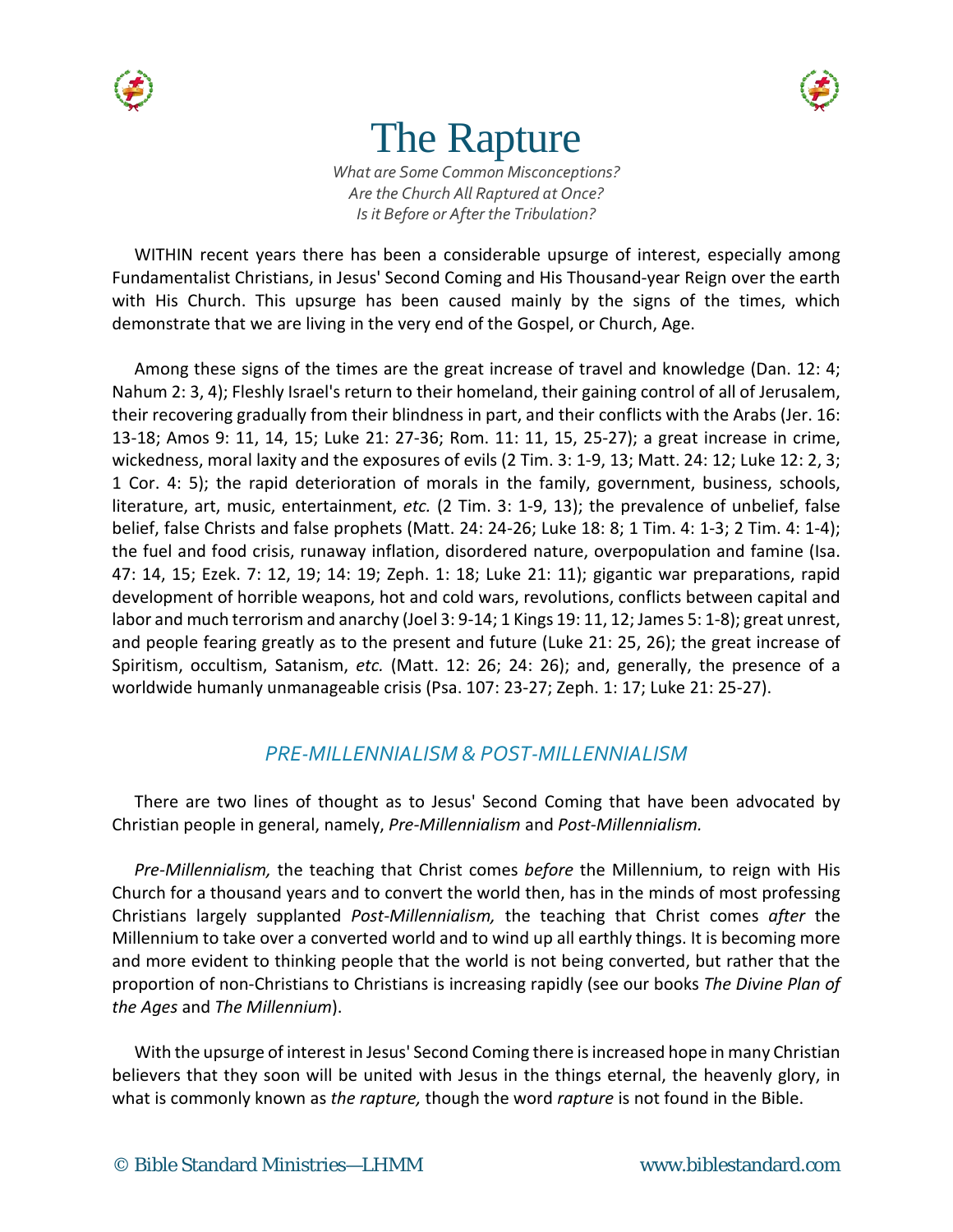# The Rapture

*What are Some Common Misconceptions?*
*Are the Church All Raptured at Once?*
*Is it Before or After the Tribulation?*

WITHIN recent years there has been a considerable upsurge of interest, especially among Fundamentalist Christians, in Jesus' Second Coming and His Thousand-year Reign over the earth with His Church. This upsurge has been caused mainly by the signs of the times, which demonstrate that we are living in the very end of the Gospel, or Church, Age.

Among these signs of the times are the great increase of travel and knowledge (Dan. 12: 4; Nahum 2: 3, 4); Fleshly Israel's return to their homeland, their gaining control of all of Jerusalem, their recovering gradually from their blindness in part, and their conflicts with the Arabs (Jer. 16: 13-18; Amos 9: 11, 14, 15; Luke 21: 27-36; Rom. 11: 11, 15, 25-27); a great increase in crime, wickedness, moral laxity and the exposures of evils (2 Tim. 3: 1-9, 13; Matt. 24: 12; Luke 12: 2, 3; 1 Cor. 4: 5); the rapid deterioration of morals in the family, government, business, schools, literature, art, music, entertainment, *etc.* (2 Tim. 3: 1-9, 13); the prevalence of unbelief, false belief, false Christs and false prophets (Matt. 24: 24-26; Luke 18: 8; 1 Tim. 4: 1-3; 2 Tim. 4: 1-4); the fuel and food crisis, runaway inflation, disordered nature, overpopulation and famine (Isa. 47: 14, 15; Ezek. 7: 12, 19; 14: 19; Zeph. 1: 18; Luke 21: 11); gigantic war preparations, rapid development of horrible weapons, hot and cold wars, revolutions, conflicts between capital and labor and much terrorism and anarchy (Joel 3: 9-14; 1 Kings 19: 11, 12; James 5: 1-8); great unrest, and people fearing greatly as to the present and future (Luke 21: 25, 26); the great increase of Spiritism, occultism, Satanism, *etc.* (Matt. 12: 26; 24: 26); and, generally, the presence of a worldwide humanly unmanageable crisis (Psa. 107: 23-27; Zeph. 1: 17; Luke 21: 25-27).

## *PRE-MILLENNIALISM & POST-MILLENNIALISM*

There are two lines of thought as to Jesus' Second Coming that have been advocated by Christian people in general, namely, *Pre-Millennialism* and *Post-Millennialism.*

*Pre-Millennialism,* the teaching that Christ comes *before* the Millennium, to reign with His Church for a thousand years and to convert the world then, has in the minds of most professing Christians largely supplanted *Post-Millennialism,* the teaching that Christ comes *after* the Millennium to take over a converted world and to wind up all earthly things. It is becoming more and more evident to thinking people that the world is not being converted, but rather that the proportion of non-Christians to Christians is increasing rapidly (see our books *The Divine Plan of the Ages* and *The Millennium*).

With the upsurge of interest in Jesus' Second Coming there is increased hope in many Christian believers that they soon will be united with Jesus in the things eternal, the heavenly glory, in what is commonly known as *the rapture,* though the word *rapture* is not found in the Bible.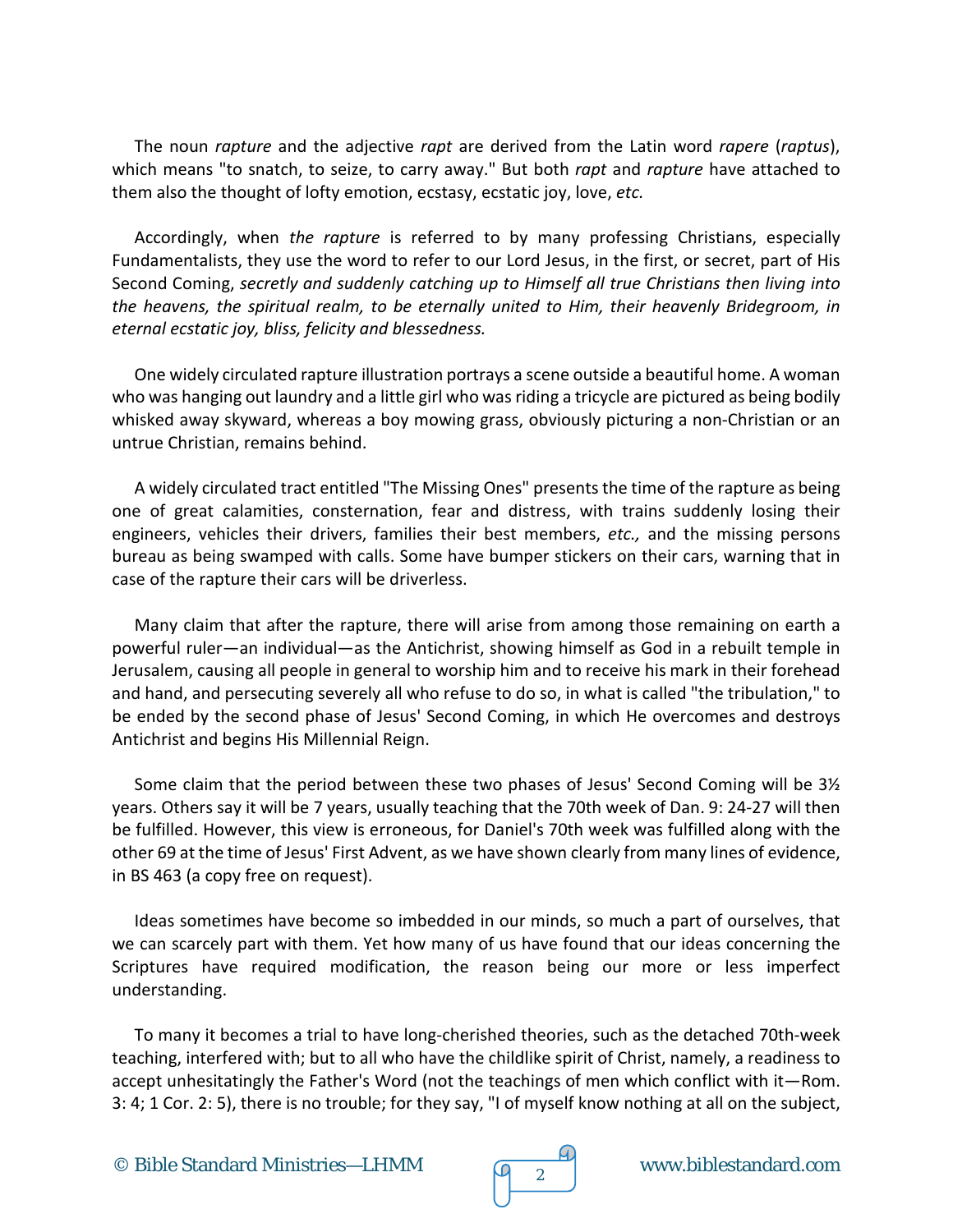The noun *rapture* and the adjective *rapt* are derived from the Latin word *rapere* (*raptus*), which means "to snatch, to seize, to carry away." But both *rapt* and *rapture* have attached to them also the thought of lofty emotion, ecstasy, ecstatic joy, love, *etc.*

Accordingly, when *the rapture* is referred to by many professing Christians, especially Fundamentalists, they use the word to refer to our Lord Jesus, in the first, or secret, part of His Second Coming, *secretly and suddenly catching up to Himself all true Christians then living into the heavens, the spiritual realm, to be eternally united to Him, their heavenly Bridegroom, in eternal ecstatic joy, bliss, felicity and blessedness.*

One widely circulated rapture illustration portrays a scene outside a beautiful home. A woman who was hanging out laundry and a little girl who was riding a tricycle are pictured as being bodily whisked away skyward, whereas a boy mowing grass, obviously picturing a non-Christian or an untrue Christian, remains behind.

A widely circulated tract entitled "The Missing Ones" presents the time of the rapture as being one of great calamities, consternation, fear and distress, with trains suddenly losing their engineers, vehicles their drivers, families their best members, *etc.,* and the missing persons bureau as being swamped with calls. Some have bumper stickers on their cars, warning that in case of the rapture their cars will be driverless.

Many claim that after the rapture, there will arise from among those remaining on earth a powerful ruler—an individual—as the Antichrist, showing himself as God in a rebuilt temple in Jerusalem, causing all people in general to worship him and to receive his mark in their forehead and hand, and persecuting severely all who refuse to do so, in what is called "the tribulation," to be ended by the second phase of Jesus' Second Coming, in which He overcomes and destroys Antichrist and begins His Millennial Reign.

Some claim that the period between these two phases of Jesus' Second Coming will be 3½ years. Others say it will be 7 years, usually teaching that the 70th week of Dan. 9: 24-27 will then be fulfilled. However, this view is erroneous, for Daniel's 70th week was fulfilled along with the other 69 at the time of Jesus' First Advent, as we have shown clearly from many lines of evidence, in BS 463 (a copy free on request).

Ideas sometimes have become so imbedded in our minds, so much a part of ourselves, that we can scarcely part with them. Yet how many of us have found that our ideas concerning the Scriptures have required modification, the reason being our more or less imperfect understanding.

To many it becomes a trial to have long-cherished theories, such as the detached 70th-week teaching, interfered with; but to all who have the childlike spirit of Christ, namely, a readiness to accept unhesitatingly the Father's Word (not the teachings of men which conflict with it—Rom. 3: 4; 1 Cor. 2: 5), there is no trouble; for they say, "I of myself know nothing at all on the subject,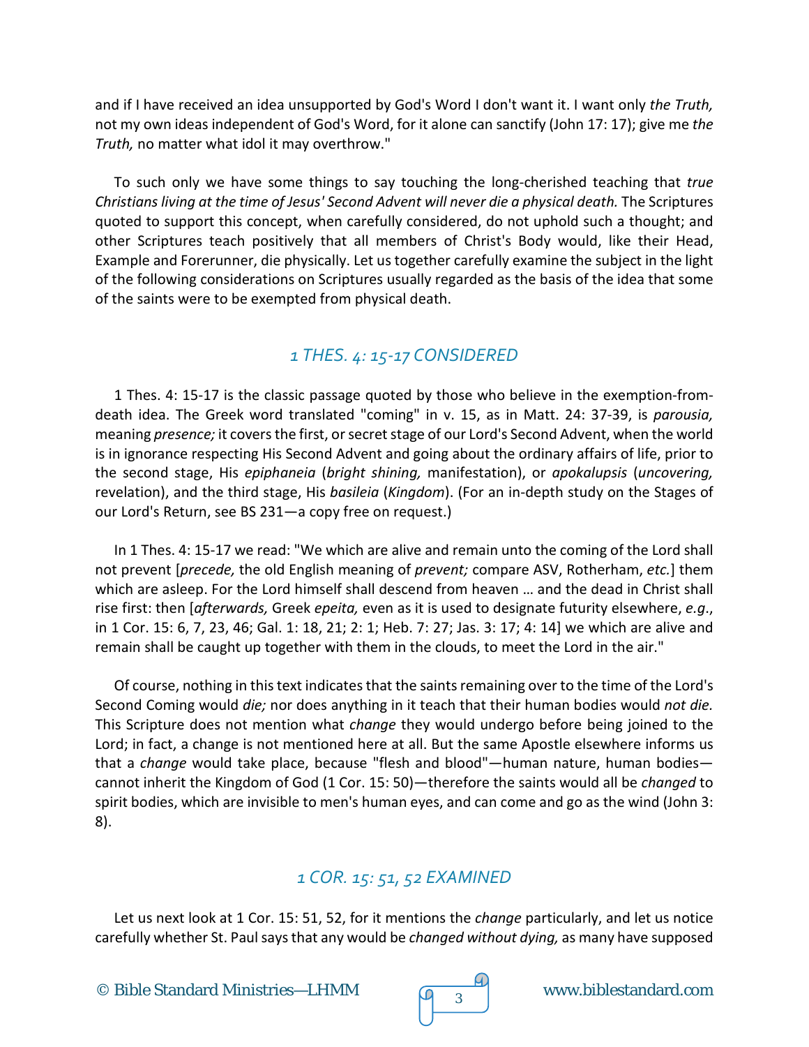and if I have received an idea unsupported by God's Word I don't want it. I want only *the Truth,* not my own ideas independent of God's Word, for it alone can sanctify (John 17: 17); give me *the Truth,* no matter what idol it may overthrow."

To such only we have some things to say touching the long-cherished teaching that *true Christians living at the time of Jesus' Second Advent will never die a physical death.* The Scriptures quoted to support this concept, when carefully considered, do not uphold such a thought; and other Scriptures teach positively that all members of Christ's Body would, like their Head, Example and Forerunner, die physically. Let us together carefully examine the subject in the light of the following considerations on Scriptures usually regarded as the basis of the idea that some of the saints were to be exempted from physical death.

## *1 THES. 4: 15-17 CONSIDERED*

1 Thes. 4: 15-17 is the classic passage quoted by those who believe in the exemption-from-death idea. The Greek word translated "coming" in v. 15, as in Matt. 24: 37-39, is *parousia,* meaning *presence;* it covers the first, or secret stage of our Lord's Second Advent, when the world is in ignorance respecting His Second Advent and going about the ordinary affairs of life, prior to the second stage, His *epiphaneia* (*bright shining,* manifestation), or *apokalupsis* (*uncovering,* revelation), and the third stage, His *basileia* (*Kingdom*). (For an in-depth study on the Stages of our Lord's Return, see BS 231—a copy free on request.)

In 1 Thes. 4: 15-17 we read: "We which are alive and remain unto the coming of the Lord shall not prevent [*precede,* the old English meaning of *prevent;* compare ASV, Rotherham, *etc.*] them which are asleep. For the Lord himself shall descend from heaven … and the dead in Christ shall rise first: then [*afterwards,* Greek *epeita,* even as it is used to designate futurity elsewhere, *e.g.*, in 1 Cor. 15: 6, 7, 23, 46; Gal. 1: 18, 21; 2: 1; Heb. 7: 27; Jas. 3: 17; 4: 14] we which are alive and remain shall be caught up together with them in the clouds, to meet the Lord in the air."

Of course, nothing in this text indicates that the saints remaining over to the time of the Lord's Second Coming would *die;* nor does anything in it teach that their human bodies would *not die.* This Scripture does not mention what *change* they would undergo before being joined to the Lord; in fact, a change is not mentioned here at all. But the same Apostle elsewhere informs us that a *change* would take place, because "flesh and blood"—human nature, human bodies—cannot inherit the Kingdom of God (1 Cor. 15: 50)—therefore the saints would all be *changed* to spirit bodies, which are invisible to men's human eyes, and can come and go as the wind (John 3: 8).

## *1 COR. 15: 51, 52 EXAMINED*

Let us next look at 1 Cor. 15: 51, 52, for it mentions the *change* particularly, and let us notice carefully whether St. Paul says that any would be *changed without dying,* as many have supposed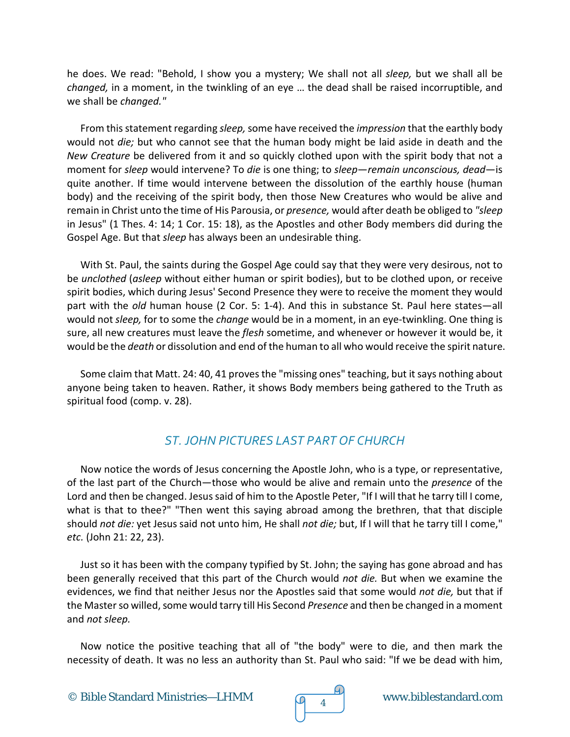he does. We read: "Behold, I show you a mystery; We shall not all *sleep,* but we shall all be *changed,* in a moment, in the twinkling of an eye … the dead shall be raised incorruptible, and we shall be *changed."*

From this statement regarding *sleep,* some have received the *impression* that the earthly body would not *die;* but who cannot see that the human body might be laid aside in death and the *New Creature* be delivered from it and so quickly clothed upon with the spirit body that not a moment for *sleep* would intervene? To *die* is one thing; to *sleep—remain unconscious, dead*—is quite another. If time would intervene between the dissolution of the earthly house (human body) and the receiving of the spirit body, then those New Creatures who would be alive and remain in Christ unto the time of His Parousia, or *presence,* would after death be obliged to *"sleep* in Jesus" (1 Thes. 4: 14; 1 Cor. 15: 18), as the Apostles and other Body members did during the Gospel Age. But that *sleep* has always been an undesirable thing.

With St. Paul, the saints during the Gospel Age could say that they were very desirous, not to be *unclothed* (*asleep* without either human or spirit bodies), but to be clothed upon, or receive spirit bodies, which during Jesus' Second Presence they were to receive the moment they would part with the *old* human house (2 Cor. 5: 1-4). And this in substance St. Paul here states—all would not *sleep,* for to some the *change* would be in a moment, in an eye-twinkling. One thing is sure, all new creatures must leave the *flesh* sometime, and whenever or however it would be, it would be the *death* or dissolution and end of the human to all who would receive the spirit nature.

Some claim that Matt. 24: 40, 41 proves the "missing ones" teaching, but it says nothing about anyone being taken to heaven. Rather, it shows Body members being gathered to the Truth as spiritual food (comp. v. 28).

## ST. JOHN PICTURES LAST PART OF CHURCH

Now notice the words of Jesus concerning the Apostle John, who is a type, or representative, of the last part of the Church—those who would be alive and remain unto the *presence* of the Lord and then be changed. Jesus said of him to the Apostle Peter, "If I will that he tarry till I come, what is that to thee?" "Then went this saying abroad among the brethren, that that disciple should *not die:* yet Jesus said not unto him, He shall *not die;* but, If I will that he tarry till I come," *etc.* (John 21: 22, 23).

Just so it has been with the company typified by St. John; the saying has gone abroad and has been generally received that this part of the Church would *not die.* But when we examine the evidences, we find that neither Jesus nor the Apostles said that some would *not die,* but that if the Master so willed, some would tarry till His Second *Presence* and then be changed in a moment and *not sleep.*

Now notice the positive teaching that all of "the body" were to die, and then mark the necessity of death. It was no less an authority than St. Paul who said: "If we be dead with him,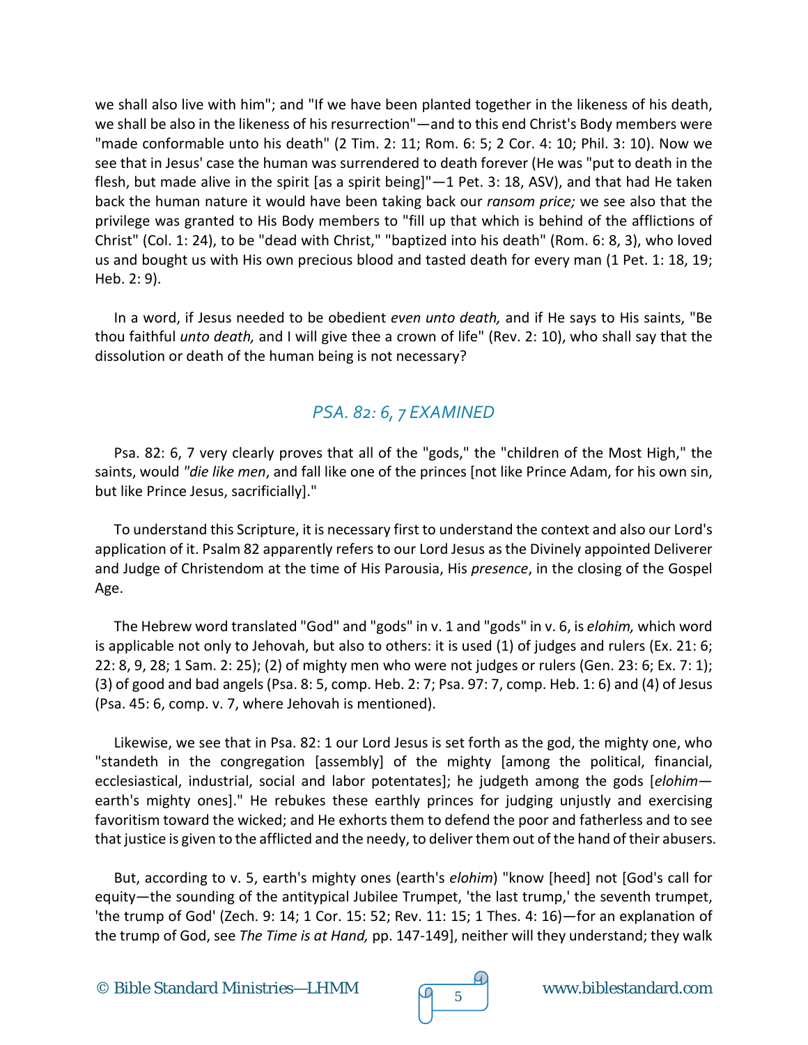we shall also live with him"; and "If we have been planted together in the likeness of his death, we shall be also in the likeness of his resurrection"—and to this end Christ's Body members were "made conformable unto his death" (2 Tim. 2: 11; Rom. 6: 5; 2 Cor. 4: 10; Phil. 3: 10). Now we see that in Jesus' case the human was surrendered to death forever (He was "put to death in the flesh, but made alive in the spirit [as a spirit being]"—1 Pet. 3: 18, ASV), and that had He taken back the human nature it would have been taking back our *ransom price;* we see also that the privilege was granted to His Body members to "fill up that which is behind of the afflictions of Christ" (Col. 1: 24), to be "dead with Christ," "baptized into his death" (Rom. 6: 8, 3), who loved us and bought us with His own precious blood and tasted death for every man (1 Pet. 1: 18, 19; Heb. 2: 9).

In a word, if Jesus needed to be obedient *even unto death,* and if He says to His saints, "Be thou faithful *unto death,* and I will give thee a crown of life" (Rev. 2: 10), who shall say that the dissolution or death of the human being is not necessary?

## *PSA. 82: 6, 7 EXAMINED*

Psa. 82: 6, 7 very clearly proves that all of the "gods," the "children of the Most High," the saints, would *"die like men*, and fall like one of the princes [not like Prince Adam, for his own sin, but like Prince Jesus, sacrificially]."

To understand this Scripture, it is necessary first to understand the context and also our Lord's application of it. Psalm 82 apparently refers to our Lord Jesus as the Divinely appointed Deliverer and Judge of Christendom at the time of His Parousia, His *presence*, in the closing of the Gospel Age.

The Hebrew word translated "God" and "gods" in v. 1 and "gods" in v. 6, is *elohim,* which word is applicable not only to Jehovah, but also to others: it is used (1) of judges and rulers (Ex. 21: 6; 22: 8, 9, 28; 1 Sam. 2: 25); (2) of mighty men who were not judges or rulers (Gen. 23: 6; Ex. 7: 1); (3) of good and bad angels (Psa. 8: 5, comp. Heb. 2: 7; Psa. 97: 7, comp. Heb. 1: 6) and (4) of Jesus (Psa. 45: 6, comp. v. 7, where Jehovah is mentioned).

Likewise, we see that in Psa. 82: 1 our Lord Jesus is set forth as the god, the mighty one, who "standeth in the congregation [assembly] of the mighty [among the political, financial, ecclesiastical, industrial, social and labor potentates]; he judgeth among the gods [*elohim*—earth's mighty ones]." He rebukes these earthly princes for judging unjustly and exercising favoritism toward the wicked; and He exhorts them to defend the poor and fatherless and to see that justice is given to the afflicted and the needy, to deliver them out of the hand of their abusers.

But, according to v. 5, earth's mighty ones (earth's *elohim*) "know [heed] not [God's call for equity—the sounding of the antitypical Jubilee Trumpet, 'the last trump,' the seventh trumpet, 'the trump of God' (Zech. 9: 14; 1 Cor. 15: 52; Rev. 11: 15; 1 Thes. 4: 16)—for an explanation of the trump of God, see *The Time is at Hand,* pp. 147-149], neither will they understand; they walk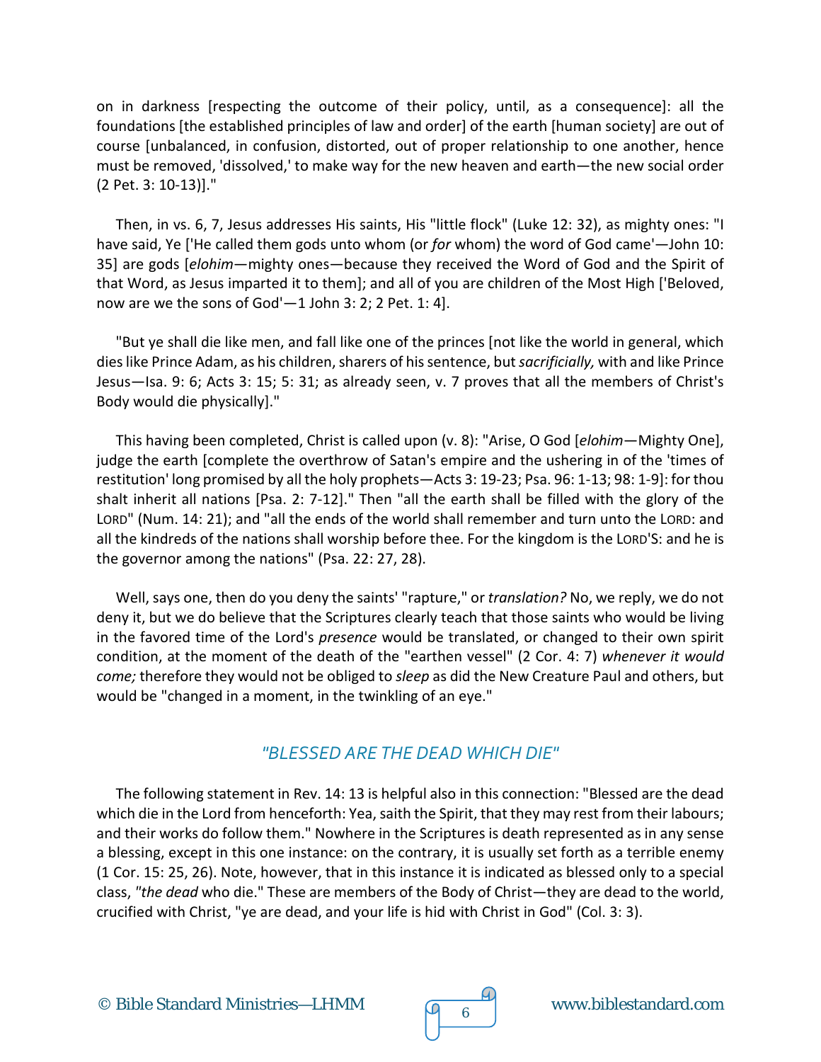on in darkness [respecting the outcome of their policy, until, as a consequence]: all the foundations [the established principles of law and order] of the earth [human society] are out of course [unbalanced, in confusion, distorted, out of proper relationship to one another, hence must be removed, 'dissolved,' to make way for the new heaven and earth—the new social order (2 Pet. 3: 10-13)]."

Then, in vs. 6, 7, Jesus addresses His saints, His "little flock" (Luke 12: 32), as mighty ones: "I have said, Ye ['He called them gods unto whom (or *for* whom) the word of God came'—John 10: 35] are gods [*elohim*—mighty ones—because they received the Word of God and the Spirit of that Word, as Jesus imparted it to them]; and all of you are children of the Most High ['Beloved, now are we the sons of God'—1 John 3: 2; 2 Pet. 1: 4].

"But ye shall die like men, and fall like one of the princes [not like the world in general, which dies like Prince Adam, as his children, sharers of his sentence, but *sacrificially,* with and like Prince Jesus—Isa. 9: 6; Acts 3: 15; 5: 31; as already seen, v. 7 proves that all the members of Christ's Body would die physically]."

This having been completed, Christ is called upon (v. 8): "Arise, O God [*elohim*—Mighty One], judge the earth [complete the overthrow of Satan's empire and the ushering in of the 'times of restitution' long promised by all the holy prophets—Acts 3: 19-23; Psa. 96: 1-13; 98: 1-9]: for thou shalt inherit all nations [Psa. 2: 7-12]." Then "all the earth shall be filled with the glory of the LORD" (Num. 14: 21); and "all the ends of the world shall remember and turn unto the LORD: and all the kindreds of the nations shall worship before thee. For the kingdom is the LORD'S: and he is the governor among the nations" (Psa. 22: 27, 28).

Well, says one, then do you deny the saints' "rapture," or *translation?* No, we reply, we do not deny it, but we do believe that the Scriptures clearly teach that those saints who would be living in the favored time of the Lord's *presence* would be translated, or changed to their own spirit condition, at the moment of the death of the "earthen vessel" (2 Cor. 4: 7) *whenever it would come;* therefore they would not be obliged to *sleep* as did the New Creature Paul and others, but would be "changed in a moment, in the twinkling of an eye."

## *"BLESSED ARE THE DEAD WHICH DIE"*

The following statement in Rev. 14: 13 is helpful also in this connection: "Blessed are the dead which die in the Lord from henceforth: Yea, saith the Spirit, that they may rest from their labours; and their works do follow them." Nowhere in the Scriptures is death represented as in any sense a blessing, except in this one instance: on the contrary, it is usually set forth as a terrible enemy (1 Cor. 15: 25, 26). Note, however, that in this instance it is indicated as blessed only to a special class, *"the dead* who die." These are members of the Body of Christ—they are dead to the world, crucified with Christ, "ye are dead, and your life is hid with Christ in God" (Col. 3: 3).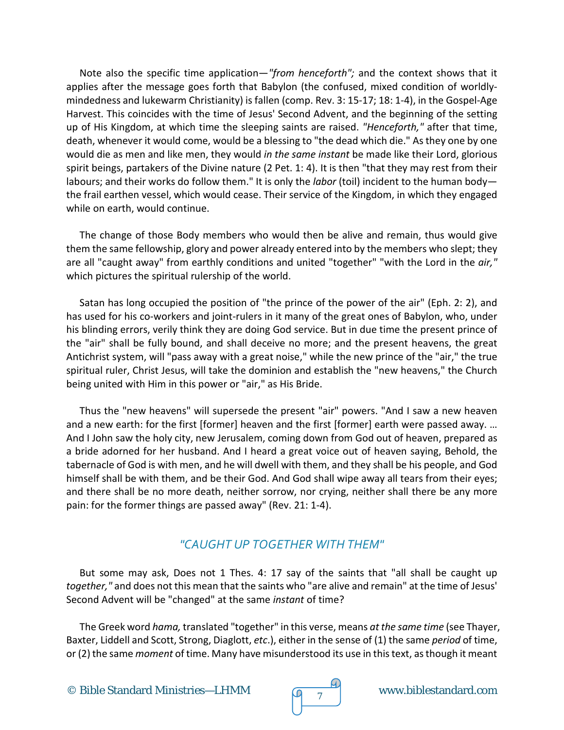Note also the specific time application—*"from henceforth";* and the context shows that it applies after the message goes forth that Babylon (the confused, mixed condition of worldly-mindedness and lukewarm Christianity) is fallen (comp. Rev. 3: 15-17; 18: 1-4), in the Gospel-Age Harvest. This coincides with the time of Jesus' Second Advent, and the beginning of the setting up of His Kingdom, at which time the sleeping saints are raised. *"Henceforth,"* after that time, death, whenever it would come, would be a blessing to "the dead which die." As they one by one would die as men and like men, they would *in the same instant* be made like their Lord, glorious spirit beings, partakers of the Divine nature (2 Pet. 1: 4). It is then "that they may rest from their labours; and their works do follow them." It is only the *labor* (toil) incident to the human body—the frail earthen vessel, which would cease. Their service of the Kingdom, in which they engaged while on earth, would continue.

The change of those Body members who would then be alive and remain, thus would give them the same fellowship, glory and power already entered into by the members who slept; they are all "caught away" from earthly conditions and united "together" "with the Lord in the *air,*" which pictures the spiritual rulership of the world.

Satan has long occupied the position of "the prince of the power of the air" (Eph. 2: 2), and has used for his co-workers and joint-rulers in it many of the great ones of Babylon, who, under his blinding errors, verily think they are doing God service. But in due time the present prince of the "air" shall be fully bound, and shall deceive no more; and the present heavens, the great Antichrist system, will "pass away with a great noise," while the new prince of the "air," the true spiritual ruler, Christ Jesus, will take the dominion and establish the "new heavens," the Church being united with Him in this power or "air," as His Bride.

Thus the "new heavens" will supersede the present "air" powers. "And I saw a new heaven and a new earth: for the first [former] heaven and the first [former] earth were passed away. … And I John saw the holy city, new Jerusalem, coming down from God out of heaven, prepared as a bride adorned for her husband. And I heard a great voice out of heaven saying, Behold, the tabernacle of God is with men, and he will dwell with them, and they shall be his people, and God himself shall be with them, and be their God. And God shall wipe away all tears from their eyes; and there shall be no more death, neither sorrow, nor crying, neither shall there be any more pain: for the former things are passed away" (Rev. 21: 1-4).

## *"CAUGHT UP TOGETHER WITH THEM"*

But some may ask, Does not 1 Thes. 4: 17 say of the saints that "all shall be caught up *together,"* and does not this mean that the saints who "are alive and remain" at the time of Jesus' Second Advent will be "changed" at the same *instant* of time?

The Greek word *hama,* translated "together" in this verse, means *at the same time* (see Thayer, Baxter, Liddell and Scott, Strong, Diaglott, *etc*.), either in the sense of (1) the same *period* of time, or (2) the same *moment* of time. Many have misunderstood its use in this text, as though it meant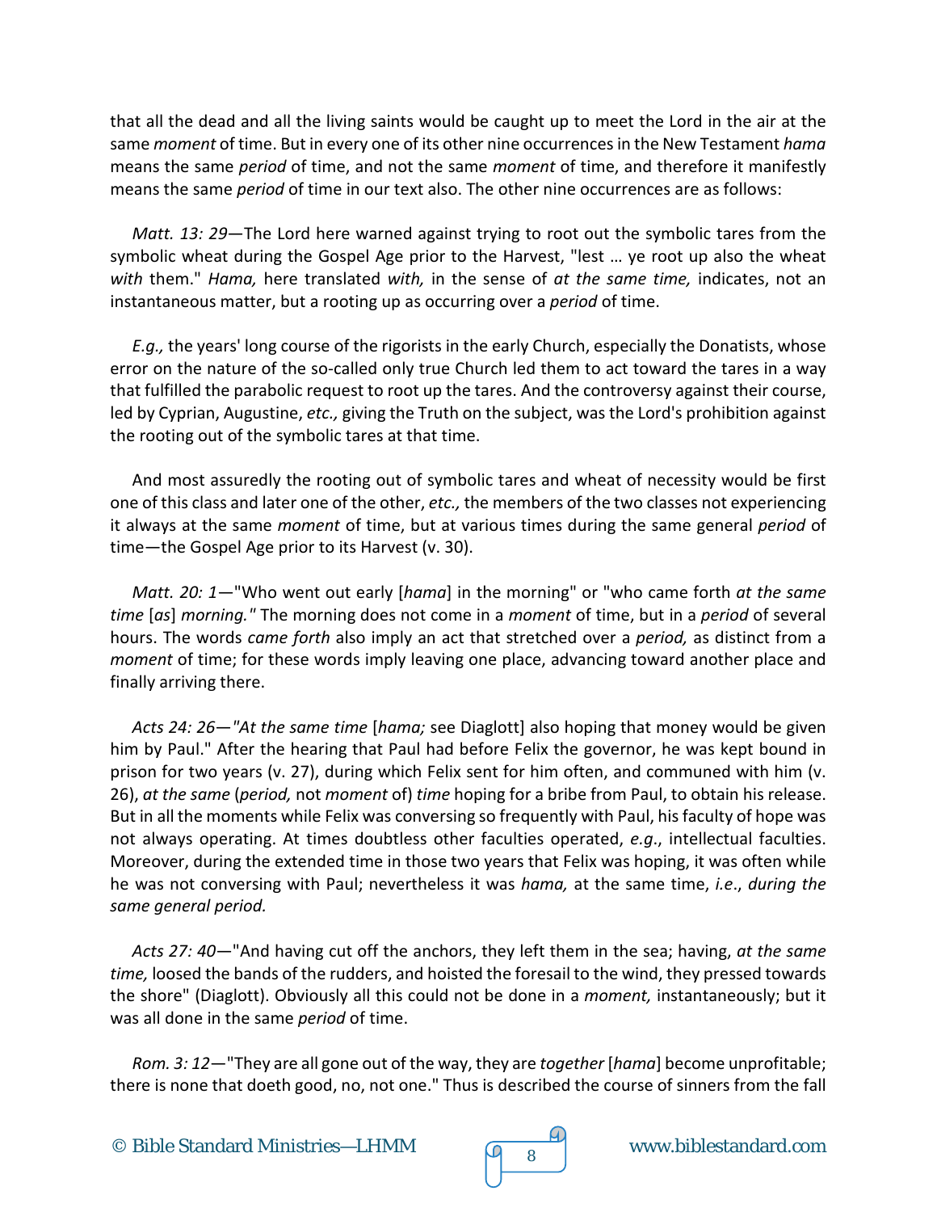that all the dead and all the living saints would be caught up to meet the Lord in the air at the same *moment* of time. But in every one of its other nine occurrences in the New Testament *hama* means the same *period* of time, and not the same *moment* of time, and therefore it manifestly means the same *period* of time in our text also. The other nine occurrences are as follows:

*Matt. 13: 29*—The Lord here warned against trying to root out the symbolic tares from the symbolic wheat during the Gospel Age prior to the Harvest, "lest … ye root up also the wheat *with* them." *Hama,* here translated *with,* in the sense of *at the same time,* indicates, not an instantaneous matter, but a rooting up as occurring over a *period* of time.

*E.g.,* the years' long course of the rigorists in the early Church, especially the Donatists, whose error on the nature of the so-called only true Church led them to act toward the tares in a way that fulfilled the parabolic request to root up the tares. And the controversy against their course, led by Cyprian, Augustine, *etc.,* giving the Truth on the subject, was the Lord's prohibition against the rooting out of the symbolic tares at that time.

And most assuredly the rooting out of symbolic tares and wheat of necessity would be first one of this class and later one of the other, *etc.,* the members of the two classes not experiencing it always at the same *moment* of time, but at various times during the same general *period* of time—the Gospel Age prior to its Harvest (v. 30).

*Matt. 20: 1*—"Who went out early [*hama*] in the morning" or "who came forth *at the same time* [*as*] *morning."* The morning does not come in a *moment* of time, but in a *period* of several hours. The words *came forth* also imply an act that stretched over a *period,* as distinct from a *moment* of time; for these words imply leaving one place, advancing toward another place and finally arriving there.

*Acts 24: 26—"At the same time* [*hama;* see Diaglott] also hoping that money would be given him by Paul." After the hearing that Paul had before Felix the governor, he was kept bound in prison for two years (v. 27), during which Felix sent for him often, and communed with him (v. 26), *at the same* (*period,* not *moment* of) *time* hoping for a bribe from Paul, to obtain his release. But in all the moments while Felix was conversing so frequently with Paul, his faculty of hope was not always operating. At times doubtless other faculties operated, *e.g*., intellectual faculties. Moreover, during the extended time in those two years that Felix was hoping, it was often while he was not conversing with Paul; nevertheless it was *hama,* at the same time, *i.e*., *during the same general period.*

*Acts 27: 40*—"And having cut off the anchors, they left them in the sea; having, *at the same time,* loosed the bands of the rudders, and hoisted the foresail to the wind, they pressed towards the shore" (Diaglott). Obviously all this could not be done in a *moment,* instantaneously; but it was all done in the same *period* of time.

*Rom. 3: 12*—"They are all gone out of the way, they are *together* [*hama*] become unprofitable; there is none that doeth good, no, not one." Thus is described the course of sinners from the fall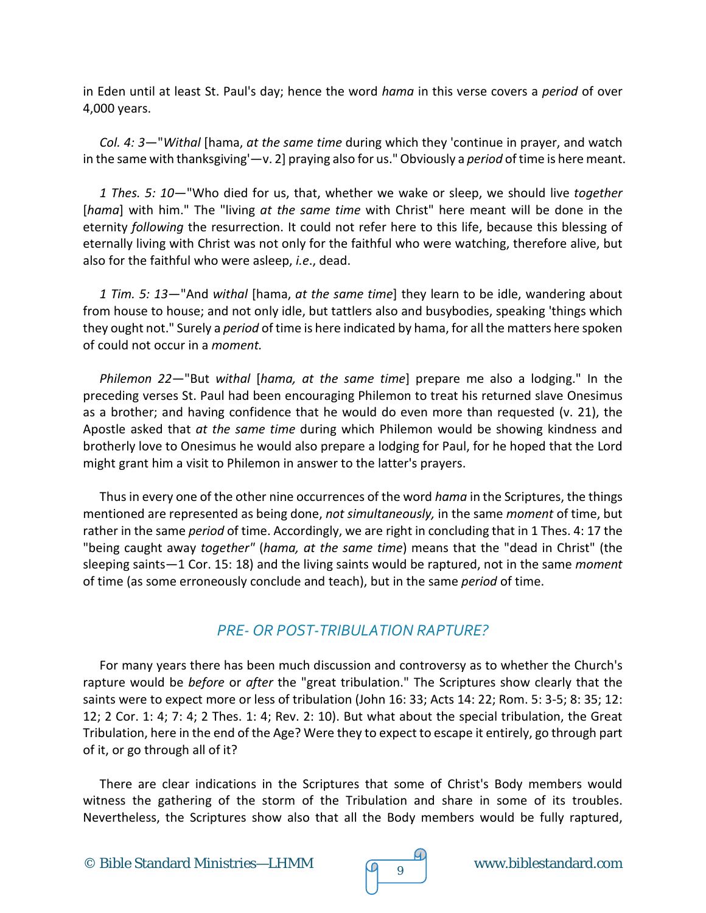in Eden until at least St. Paul's day; hence the word *hama* in this verse covers a *period* of over 4,000 years.

*Col. 4: 3*—"*Withal* [hama, *at the same time* during which they 'continue in prayer, and watch in the same with thanksgiving'—v. 2] praying also for us." Obviously a *period* of time is here meant.

*1 Thes. 5: 10*—"Who died for us, that, whether we wake or sleep, we should live *together* [*hama*] with him." The "living *at the same time* with Christ" here meant will be done in the eternity *following* the resurrection. It could not refer here to this life, because this blessing of eternally living with Christ was not only for the faithful who were watching, therefore alive, but also for the faithful who were asleep, *i.e*., dead.

*1 Tim. 5: 13*—"And *withal* [hama, *at the same time*] they learn to be idle, wandering about from house to house; and not only idle, but tattlers also and busybodies, speaking 'things which they ought not." Surely a *period* of time is here indicated by hama, for all the matters here spoken of could not occur in a *moment.*

*Philemon 22*—"But *withal* [*hama, at the same time*] prepare me also a lodging." In the preceding verses St. Paul had been encouraging Philemon to treat his returned slave Onesimus as a brother; and having confidence that he would do even more than requested (v. 21), the Apostle asked that *at the same time* during which Philemon would be showing kindness and brotherly love to Onesimus he would also prepare a lodging for Paul, for he hoped that the Lord might grant him a visit to Philemon in answer to the latter's prayers.

Thus in every one of the other nine occurrences of the word *hama* in the Scriptures, the things mentioned are represented as being done, *not simultaneously,* in the same *moment* of time, but rather in the same *period* of time. Accordingly, we are right in concluding that in 1 Thes. 4: 17 the "being caught away *together"* (*hama, at the same time*) means that the "dead in Christ" (the sleeping saints—1 Cor. 15: 18) and the living saints would be raptured, not in the same *moment* of time (as some erroneously conclude and teach), but in the same *period* of time.

## PRE- OR POST-TRIBULATION RAPTURE?

For many years there has been much discussion and controversy as to whether the Church's rapture would be *before* or *after* the "great tribulation." The Scriptures show clearly that the saints were to expect more or less of tribulation (John 16: 33; Acts 14: 22; Rom. 5: 3-5; 8: 35; 12: 12; 2 Cor. 1: 4; 7: 4; 2 Thes. 1: 4; Rev. 2: 10). But what about the special tribulation, the Great Tribulation, here in the end of the Age? Were they to expect to escape it entirely, go through part of it, or go through all of it?

There are clear indications in the Scriptures that some of Christ's Body members would witness the gathering of the storm of the Tribulation and share in some of its troubles. Nevertheless, the Scriptures show also that all the Body members would be fully raptured,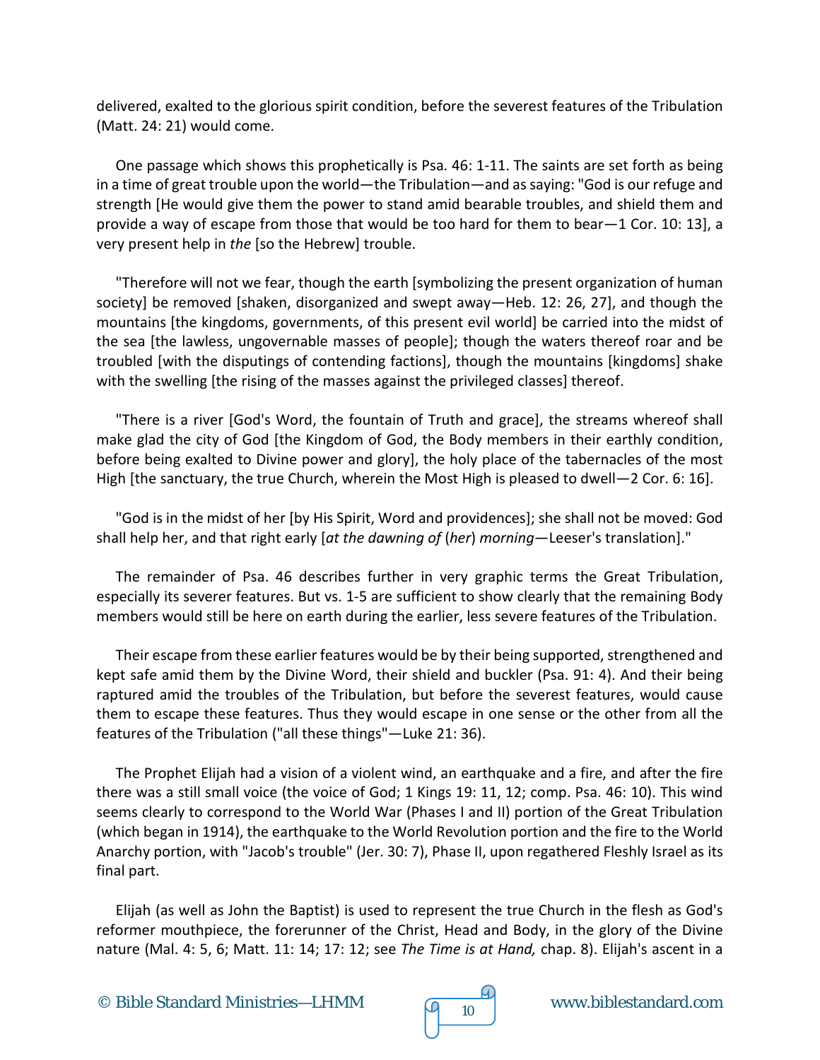delivered, exalted to the glorious spirit condition, before the severest features of the Tribulation (Matt. 24: 21) would come.

One passage which shows this prophetically is Psa. 46: 1-11. The saints are set forth as being in a time of great trouble upon the world—the Tribulation—and as saying: "God is our refuge and strength [He would give them the power to stand amid bearable troubles, and shield them and provide a way of escape from those that would be too hard for them to bear—1 Cor. 10: 13], a very present help in *the* [so the Hebrew] trouble.

"Therefore will not we fear, though the earth [symbolizing the present organization of human society] be removed [shaken, disorganized and swept away—Heb. 12: 26, 27], and though the mountains [the kingdoms, governments, of this present evil world] be carried into the midst of the sea [the lawless, ungovernable masses of people]; though the waters thereof roar and be troubled [with the disputings of contending factions], though the mountains [kingdoms] shake with the swelling [the rising of the masses against the privileged classes] thereof.

"There is a river [God's Word, the fountain of Truth and grace], the streams whereof shall make glad the city of God [the Kingdom of God, the Body members in their earthly condition, before being exalted to Divine power and glory], the holy place of the tabernacles of the most High [the sanctuary, the true Church, wherein the Most High is pleased to dwell—2 Cor. 6: 16].

"God is in the midst of her [by His Spirit, Word and providences]; she shall not be moved: God shall help her, and that right early [*at the dawning of* (*her*) *morning*—Leeser's translation]."

The remainder of Psa. 46 describes further in very graphic terms the Great Tribulation, especially its severer features. But vs. 1-5 are sufficient to show clearly that the remaining Body members would still be here on earth during the earlier, less severe features of the Tribulation.

Their escape from these earlier features would be by their being supported, strengthened and kept safe amid them by the Divine Word, their shield and buckler (Psa. 91: 4). And their being raptured amid the troubles of the Tribulation, but before the severest features, would cause them to escape these features. Thus they would escape in one sense or the other from all the features of the Tribulation ("all these things"—Luke 21: 36).

The Prophet Elijah had a vision of a violent wind, an earthquake and a fire, and after the fire there was a still small voice (the voice of God; 1 Kings 19: 11, 12; comp. Psa. 46: 10). This wind seems clearly to correspond to the World War (Phases I and II) portion of the Great Tribulation (which began in 1914), the earthquake to the World Revolution portion and the fire to the World Anarchy portion, with "Jacob's trouble" (Jer. 30: 7), Phase II, upon regathered Fleshly Israel as its final part.

Elijah (as well as John the Baptist) is used to represent the true Church in the flesh as God's reformer mouthpiece, the forerunner of the Christ, Head and Body, in the glory of the Divine nature (Mal. 4: 5, 6; Matt. 11: 14; 17: 12; see *The Time is at Hand,* chap. 8). Elijah's ascent in a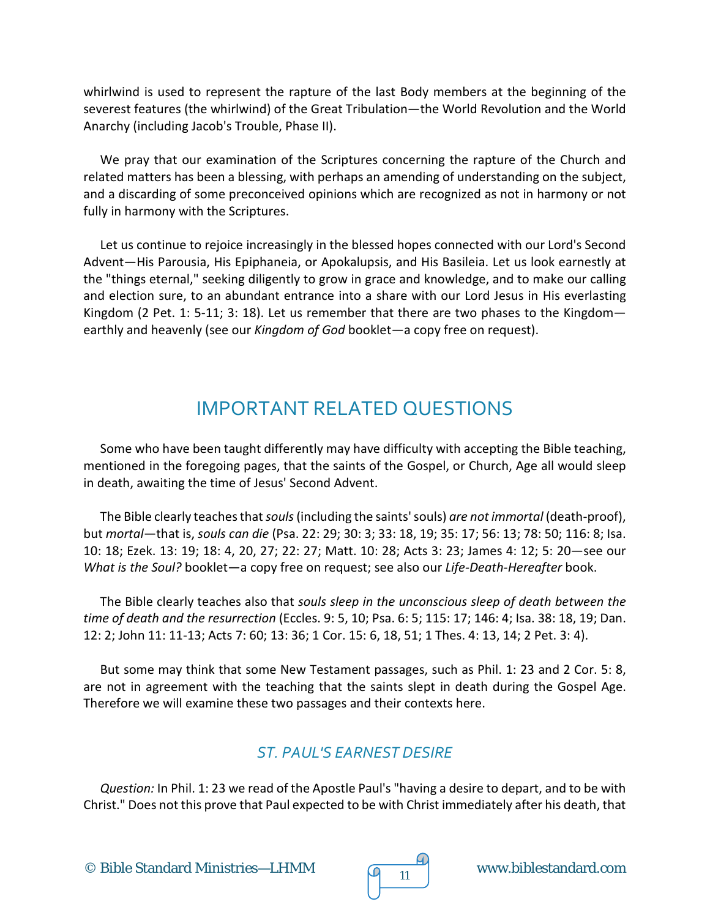whirlwind is used to represent the rapture of the last Body members at the beginning of the severest features (the whirlwind) of the Great Tribulation—the World Revolution and the World Anarchy (including Jacob's Trouble, Phase II).

We pray that our examination of the Scriptures concerning the rapture of the Church and related matters has been a blessing, with perhaps an amending of understanding on the subject, and a discarding of some preconceived opinions which are recognized as not in harmony or not fully in harmony with the Scriptures.

Let us continue to rejoice increasingly in the blessed hopes connected with our Lord's Second Advent—His Parousia, His Epiphaneia, or Apokalupsis, and His Basileia. Let us look earnestly at the "things eternal," seeking diligently to grow in grace and knowledge, and to make our calling and election sure, to an abundant entrance into a share with our Lord Jesus in His everlasting Kingdom (2 Pet. 1: 5-11; 3: 18). Let us remember that there are two phases to the Kingdom—earthly and heavenly (see our *Kingdom of God* booklet—a copy free on request).

## IMPORTANT RELATED QUESTIONS

Some who have been taught differently may have difficulty with accepting the Bible teaching, mentioned in the foregoing pages, that the saints of the Gospel, or Church, Age all would sleep in death, awaiting the time of Jesus' Second Advent.

The Bible clearly teaches that *souls* (including the saints' souls) *are not immortal* (death-proof), but *mortal*—that is, *souls can die* (Psa. 22: 29; 30: 3; 33: 18, 19; 35: 17; 56: 13; 78: 50; 116: 8; Isa. 10: 18; Ezek. 13: 19; 18: 4, 20, 27; 22: 27; Matt. 10: 28; Acts 3: 23; James 4: 12; 5: 20—see our *What is the Soul?* booklet—a copy free on request; see also our *Life-Death-Hereafter* book.

The Bible clearly teaches also that *souls sleep in the unconscious sleep of death between the time of death and the resurrection* (Eccles. 9: 5, 10; Psa. 6: 5; 115: 17; 146: 4; Isa. 38: 18, 19; Dan. 12: 2; John 11: 11-13; Acts 7: 60; 13: 36; 1 Cor. 15: 6, 18, 51; 1 Thes. 4: 13, 14; 2 Pet. 3: 4).

But some may think that some New Testament passages, such as Phil. 1: 23 and 2 Cor. 5: 8, are not in agreement with the teaching that the saints slept in death during the Gospel Age. Therefore we will examine these two passages and their contexts here.

### *ST. PAUL'S EARNEST DESIRE*

*Question:* In Phil. 1: 23 we read of the Apostle Paul's "having a desire to depart, and to be with Christ." Does not this prove that Paul expected to be with Christ immediately after his death, that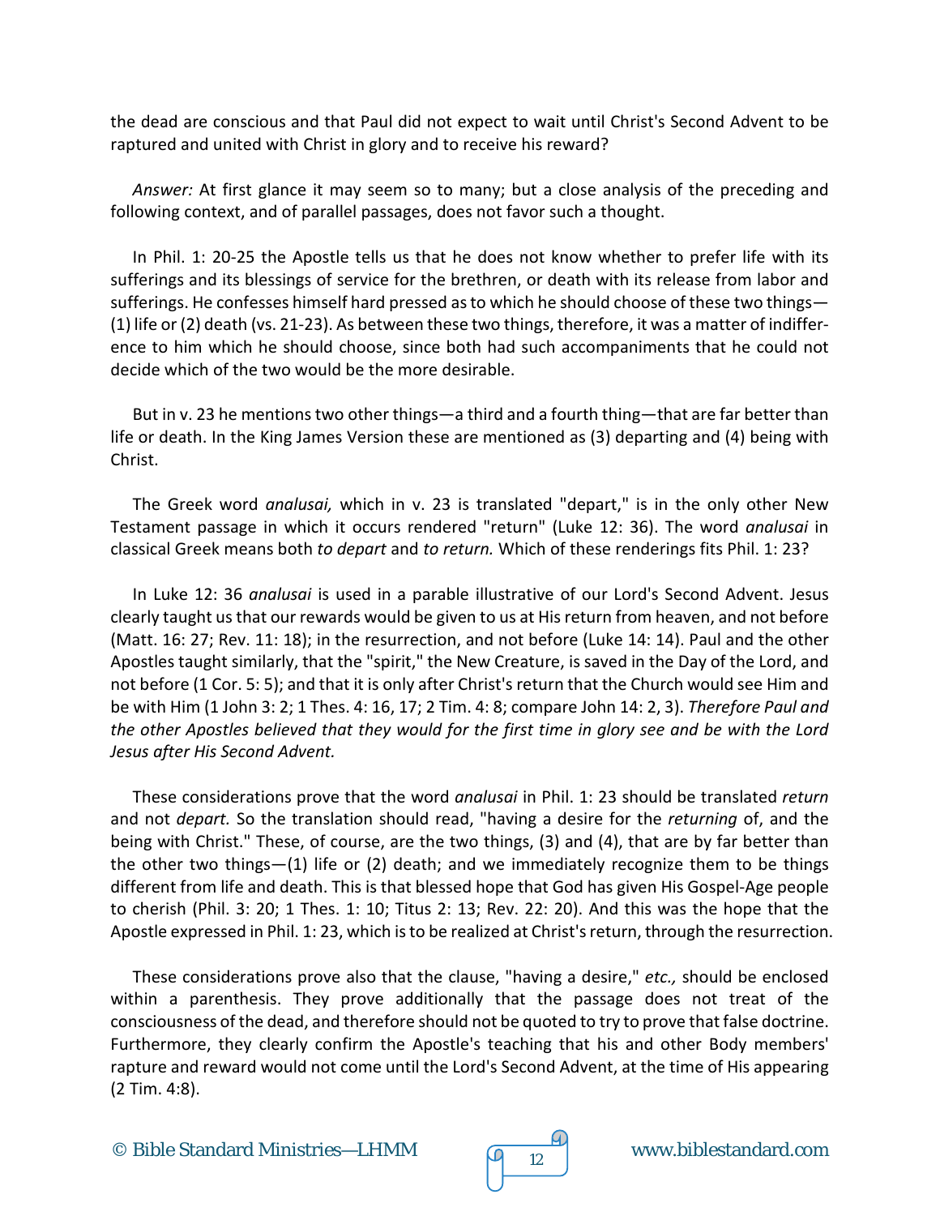the dead are conscious and that Paul did not expect to wait until Christ's Second Advent to be raptured and united with Christ in glory and to receive his reward?

*Answer:* At first glance it may seem so to many; but a close analysis of the preceding and following context, and of parallel passages, does not favor such a thought.

In Phil. 1: 20-25 the Apostle tells us that he does not know whether to prefer life with its sufferings and its blessings of service for the brethren, or death with its release from labor and sufferings. He confesses himself hard pressed as to which he should choose of these two things—(1) life or (2) death (vs. 21-23). As between these two things, therefore, it was a matter of indifference to him which he should choose, since both had such accompaniments that he could not decide which of the two would be the more desirable.

But in v. 23 he mentions two other things—a third and a fourth thing—that are far better than life or death. In the King James Version these are mentioned as (3) departing and (4) being with Christ.

The Greek word *analusai,* which in v. 23 is translated "depart," is in the only other New Testament passage in which it occurs rendered "return" (Luke 12: 36). The word *analusai* in classical Greek means both *to depart* and *to return.* Which of these renderings fits Phil. 1: 23?

In Luke 12: 36 *analusai* is used in a parable illustrative of our Lord's Second Advent. Jesus clearly taught us that our rewards would be given to us at His return from heaven, and not before (Matt. 16: 27; Rev. 11: 18); in the resurrection, and not before (Luke 14: 14). Paul and the other Apostles taught similarly, that the "spirit," the New Creature, is saved in the Day of the Lord, and not before (1 Cor. 5: 5); and that it is only after Christ's return that the Church would see Him and be with Him (1 John 3: 2; 1 Thes. 4: 16, 17; 2 Tim. 4: 8; compare John 14: 2, 3). *Therefore Paul and the other Apostles believed that they would for the first time in glory see and be with the Lord Jesus after His Second Advent.*

These considerations prove that the word *analusai* in Phil. 1: 23 should be translated *return* and not *depart.* So the translation should read, "having a desire for the *returning* of, and the being with Christ." These, of course, are the two things, (3) and (4), that are by far better than the other two things—(1) life or (2) death; and we immediately recognize them to be things different from life and death. This is that blessed hope that God has given His Gospel-Age people to cherish (Phil. 3: 20; 1 Thes. 1: 10; Titus 2: 13; Rev. 22: 20). And this was the hope that the Apostle expressed in Phil. 1: 23, which is to be realized at Christ's return, through the resurrection.

These considerations prove also that the clause, "having a desire," *etc.,* should be enclosed within a parenthesis. They prove additionally that the passage does not treat of the consciousness of the dead, and therefore should not be quoted to try to prove that false doctrine. Furthermore, they clearly confirm the Apostle's teaching that his and other Body members' rapture and reward would not come until the Lord's Second Advent, at the time of His appearing (2 Tim. 4:8).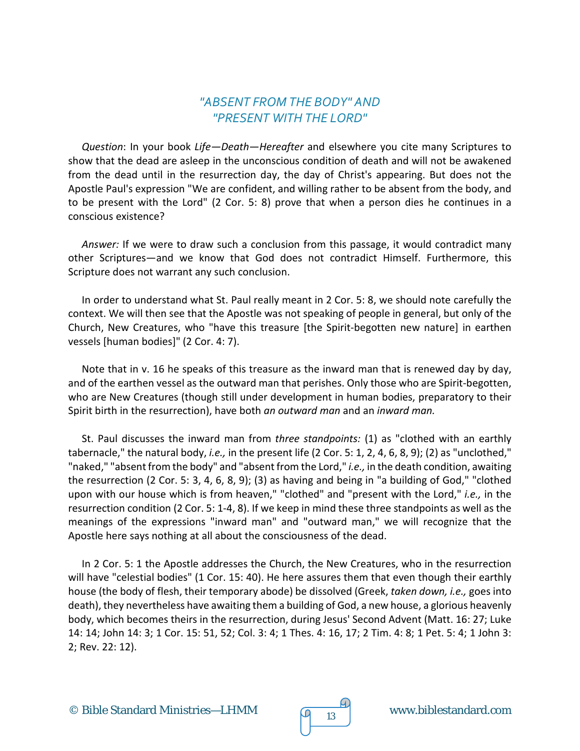## *"ABSENT FROM THE BODY" AND "PRESENT WITH THE LORD"*

*Question*: In your book *Life—Death—Hereafter* and elsewhere you cite many Scriptures to show that the dead are asleep in the unconscious condition of death and will not be awakened from the dead until in the resurrection day, the day of Christ's appearing. But does not the Apostle Paul's expression "We are confident, and willing rather to be absent from the body, and to be present with the Lord" (2 Cor. 5: 8) prove that when a person dies he continues in a conscious existence?

*Answer:* If we were to draw such a conclusion from this passage, it would contradict many other Scriptures—and we know that God does not contradict Himself. Furthermore, this Scripture does not warrant any such conclusion.

In order to understand what St. Paul really meant in 2 Cor. 5: 8, we should note carefully the context. We will then see that the Apostle was not speaking of people in general, but only of the Church, New Creatures, who "have this treasure [the Spirit-begotten new nature] in earthen vessels [human bodies]" (2 Cor. 4: 7).

Note that in v. 16 he speaks of this treasure as the inward man that is renewed day by day, and of the earthen vessel as the outward man that perishes. Only those who are Spirit-begotten, who are New Creatures (though still under development in human bodies, preparatory to their Spirit birth in the resurrection), have both *an outward man* and an *inward man.*

St. Paul discusses the inward man from *three standpoints:* (1) as "clothed with an earthly tabernacle," the natural body, *i.e.,* in the present life (2 Cor. 5: 1, 2, 4, 6, 8, 9); (2) as "unclothed," "naked," "absent from the body" and "absent from the Lord," *i.e.,* in the death condition, awaiting the resurrection (2 Cor. 5: 3, 4, 6, 8, 9); (3) as having and being in "a building of God," "clothed upon with our house which is from heaven," "clothed" and "present with the Lord," *i.e.,* in the resurrection condition (2 Cor. 5: 1-4, 8). If we keep in mind these three standpoints as well as the meanings of the expressions "inward man" and "outward man," we will recognize that the Apostle here says nothing at all about the consciousness of the dead.

In 2 Cor. 5: 1 the Apostle addresses the Church, the New Creatures, who in the resurrection will have "celestial bodies" (1 Cor. 15: 40). He here assures them that even though their earthly house (the body of flesh, their temporary abode) be dissolved (Greek, *taken down, i.e.,* goes into death), they nevertheless have awaiting them a building of God, a new house, a glorious heavenly body, which becomes theirs in the resurrection, during Jesus' Second Advent (Matt. 16: 27; Luke 14: 14; John 14: 3; 1 Cor. 15: 51, 52; Col. 3: 4; 1 Thes. 4: 16, 17; 2 Tim. 4: 8; 1 Pet. 5: 4; 1 John 3: 2; Rev. 22: 12).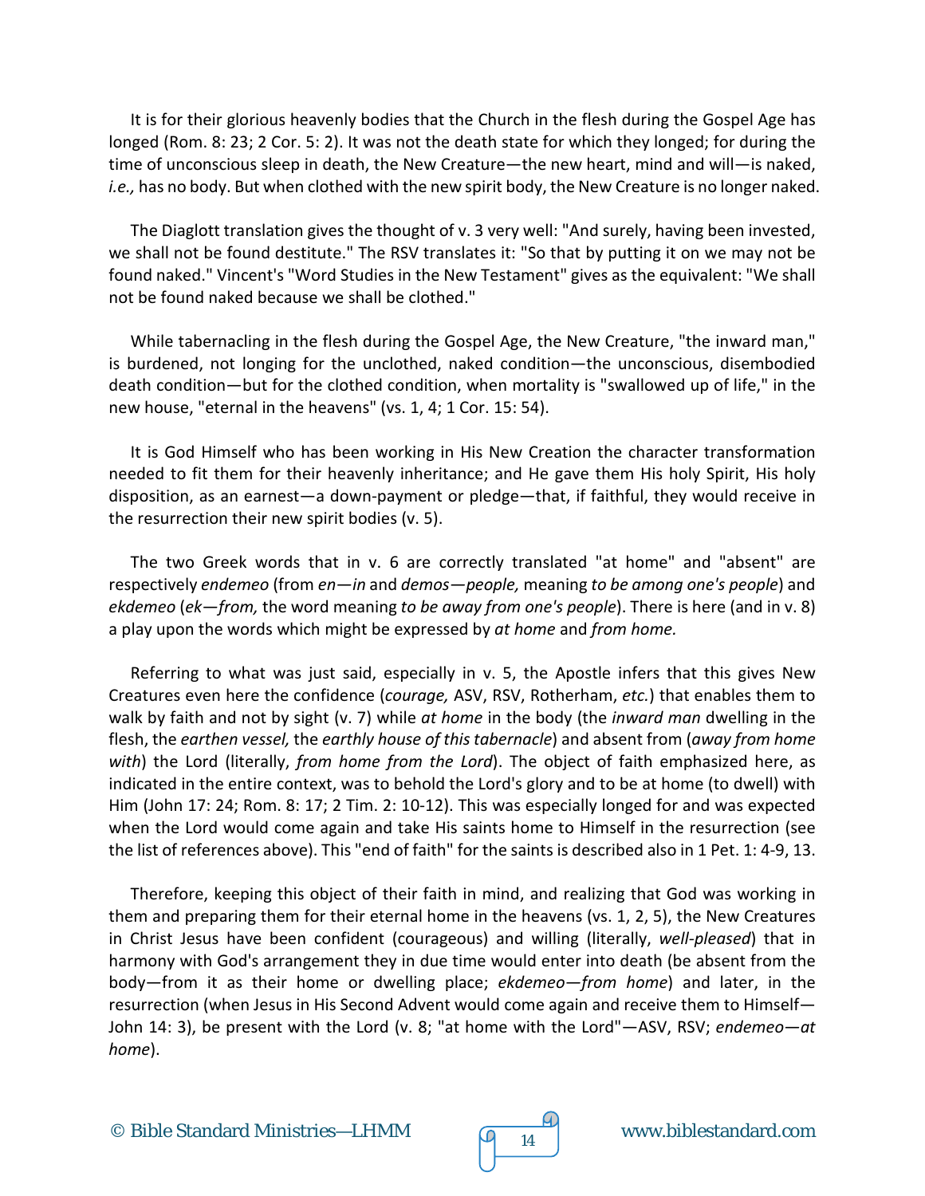It is for their glorious heavenly bodies that the Church in the flesh during the Gospel Age has longed (Rom. 8: 23; 2 Cor. 5: 2). It was not the death state for which they longed; for during the time of unconscious sleep in death, the New Creature—the new heart, mind and will—is naked, *i.e.,* has no body. But when clothed with the new spirit body, the New Creature is no longer naked.

The Diaglott translation gives the thought of v. 3 very well: "And surely, having been invested, we shall not be found destitute." The RSV translates it: "So that by putting it on we may not be found naked." Vincent's "Word Studies in the New Testament" gives as the equivalent: "We shall not be found naked because we shall be clothed."

While tabernacling in the flesh during the Gospel Age, the New Creature, "the inward man," is burdened, not longing for the unclothed, naked condition—the unconscious, disembodied death condition—but for the clothed condition, when mortality is "swallowed up of life," in the new house, "eternal in the heavens" (vs. 1, 4; 1 Cor. 15: 54).

It is God Himself who has been working in His New Creation the character transformation needed to fit them for their heavenly inheritance; and He gave them His holy Spirit, His holy disposition, as an earnest—a down-payment or pledge—that, if faithful, they would receive in the resurrection their new spirit bodies (v. 5).

The two Greek words that in v. 6 are correctly translated "at home" and "absent" are respectively *endemeo* (from *en—in* and *demos—people,* meaning *to be among one's people*) and *ekdemeo* (*ek—from,* the word meaning *to be away from one's people*). There is here (and in v. 8) a play upon the words which might be expressed by *at home* and *from home.*

Referring to what was just said, especially in v. 5, the Apostle infers that this gives New Creatures even here the confidence (*courage,* ASV, RSV, Rotherham, *etc.*) that enables them to walk by faith and not by sight (v. 7) while *at home* in the body (the *inward man* dwelling in the flesh, the *earthen vessel,* the *earthly house of this tabernacle*) and absent from (*away from home with*) the Lord (literally, *from home from the Lord*). The object of faith emphasized here, as indicated in the entire context, was to behold the Lord's glory and to be at home (to dwell) with Him (John 17: 24; Rom. 8: 17; 2 Tim. 2: 10-12). This was especially longed for and was expected when the Lord would come again and take His saints home to Himself in the resurrection (see the list of references above). This "end of faith" for the saints is described also in 1 Pet. 1: 4-9, 13.

Therefore, keeping this object of their faith in mind, and realizing that God was working in them and preparing them for their eternal home in the heavens (vs. 1, 2, 5), the New Creatures in Christ Jesus have been confident (courageous) and willing (literally, *well-pleased*) that in harmony with God's arrangement they in due time would enter into death (be absent from the body—from it as their home or dwelling place; *ekdemeo—from home*) and later, in the resurrection (when Jesus in His Second Advent would come again and receive them to Himself—John 14: 3), be present with the Lord (v. 8; "at home with the Lord"—ASV, RSV; *endemeo—at home*).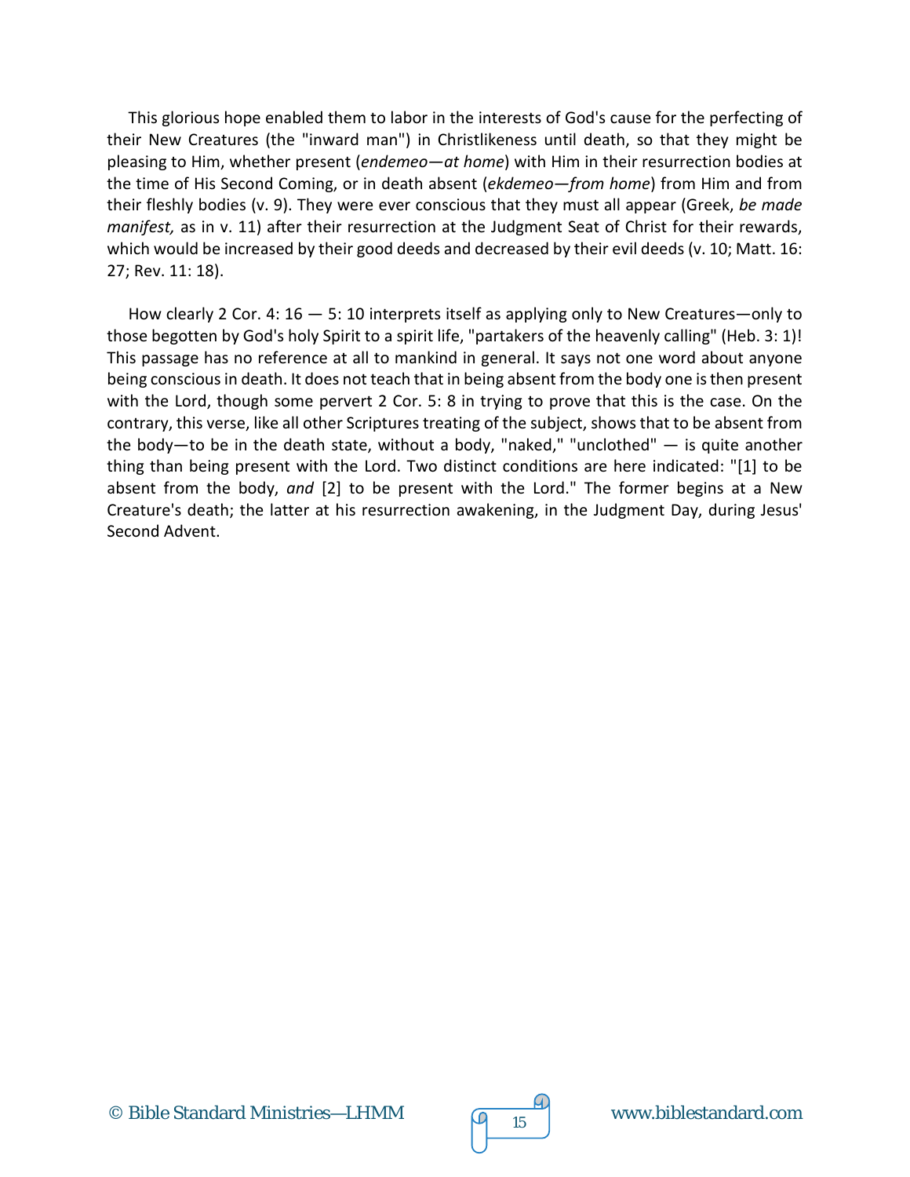This glorious hope enabled them to labor in the interests of God's cause for the perfecting of their New Creatures (the "inward man") in Christlikeness until death, so that they might be pleasing to Him, whether present (*endemeo—at home*) with Him in their resurrection bodies at the time of His Second Coming, or in death absent (*ekdemeo—from home*) from Him and from their fleshly bodies (v. 9). They were ever conscious that they must all appear (Greek, *be made manifest,* as in v. 11) after their resurrection at the Judgment Seat of Christ for their rewards, which would be increased by their good deeds and decreased by their evil deeds (v. 10; Matt. 16: 27; Rev. 11: 18).

How clearly 2 Cor. 4: 16 — 5: 10 interprets itself as applying only to New Creatures—only to those begotten by God's holy Spirit to a spirit life, "partakers of the heavenly calling" (Heb. 3: 1)! This passage has no reference at all to mankind in general. It says not one word about anyone being conscious in death. It does not teach that in being absent from the body one is then present with the Lord, though some pervert 2 Cor. 5: 8 in trying to prove that this is the case. On the contrary, this verse, like all other Scriptures treating of the subject, shows that to be absent from the body—to be in the death state, without a body, "naked," "unclothed" — is quite another thing than being present with the Lord. Two distinct conditions are here indicated: "[1] to be absent from the body, *and* [2] to be present with the Lord." The former begins at a New Creature's death; the latter at his resurrection awakening, in the Judgment Day, during Jesus' Second Advent.